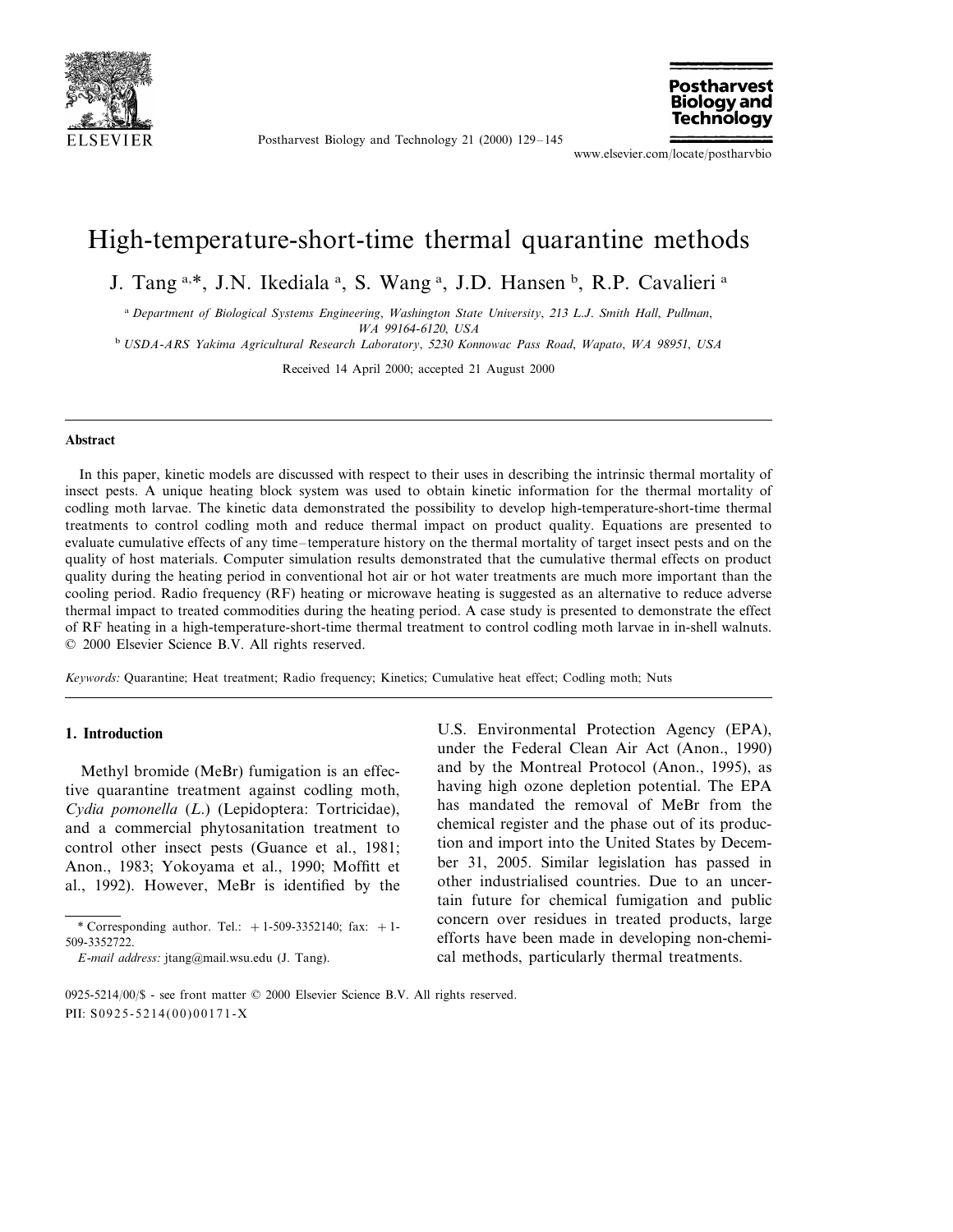# High-temperature-short-time thermal quarantine methods

J. Tang [a,*], J.N. Ikediala [a], S. Wang [a], J.D. Hansen [b], R.P. Cavalieri [a]

[a] *Department of Biological Systems Engineering, Washington State University, 213 L.J. Smith Hall, Pullman, WA 99164-6120, USA*

[b] *USDA-ARS Yakima Agricultural Research Laboratory, 5230 Konnowac Pass Road, Wapato, WA 98951, USA*

Received 14 April 2000; accepted 21 August 2000

## Abstract

In this paper, kinetic models are discussed with respect to their uses in describing the intrinsic thermal mortality of insect pests. A unique heating block system was used to obtain kinetic information for the thermal mortality of codling moth larvae. The kinetic data demonstrated the possibility to develop high-temperature-short-time thermal treatments to control codling moth and reduce thermal impact on product quality. Equations are presented to evaluate cumulative effects of any time–temperature history on the thermal mortality of target insect pests and on the quality of host materials. Computer simulation results demonstrated that the cumulative thermal effects on product quality during the heating period in conventional hot air or hot water treatments are much more important than the cooling period. Radio frequency (RF) heating or microwave heating is suggested as an alternative to reduce adverse thermal impact to treated commodities during the heating period. A case study is presented to demonstrate the effect of RF heating in a high-temperature-short-time thermal treatment to control codling moth larvae in in-shell walnuts. © 2000 Elsevier Science B.V. All rights reserved.

*Keywords:* Quarantine; Heat treatment; Radio frequency; Kinetics; Cumulative heat effect; Codling moth; Nuts

## 1. Introduction

Methyl bromide (MeBr) fumigation is an effective quarantine treatment against codling moth, *Cydia pomonella* (*L.*) (Lepidoptera: Tortricidae), and a commercial phytosanitation treatment to control other insect pests (Guance et al., 1981; Anon., 1983; Yokoyama et al., 1990; Moffitt et al., 1992). However, MeBr is identified by the U.S. Environmental Protection Agency (EPA), under the Federal Clean Air Act (Anon., 1990) and by the Montreal Protocol (Anon., 1995), as having high ozone depletion potential. The EPA has mandated the removal of MeBr from the chemical register and the phase out of its production and import into the United States by December 31, 2005. Similar legislation has passed in other industrialised countries. Due to an uncertain future for chemical fumigation and public concern over residues in treated products, large efforts have been made in developing non-chemical methods, particularly thermal treatments.

\* Corresponding author. Tel.: +1-509-3352140; fax: +1-509-3352722.
*E-mail address:* jtang@mail.wsu.edu (J. Tang).

0925-5214/00/$ - see front matter © 2000 Elsevier Science B.V. All rights reserved.
PII: S0925-5214(00)00171-X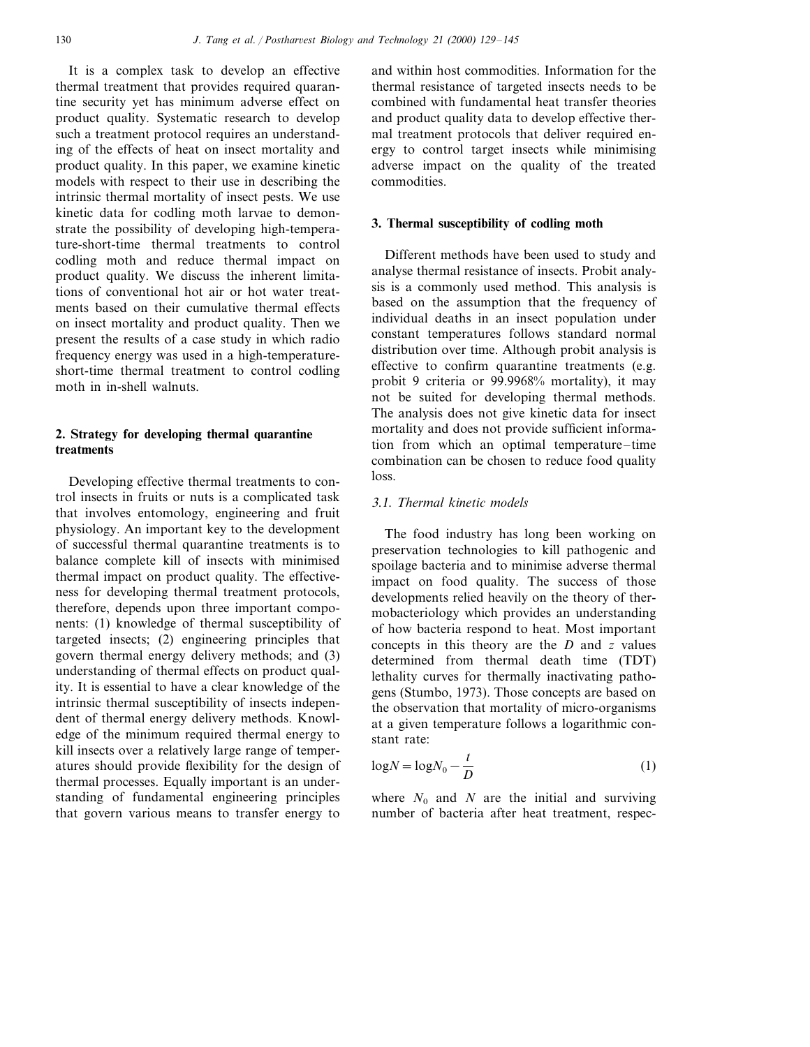It is a complex task to develop an effective thermal treatment that provides required quarantine security yet has minimum adverse effect on product quality. Systematic research to develop such a treatment protocol requires an understanding of the effects of heat on insect mortality and product quality. In this paper, we examine kinetic models with respect to their use in describing the intrinsic thermal mortality of insect pests. We use kinetic data for codling moth larvae to demonstrate the possibility of developing high-temperature-short-time thermal treatments to control codling moth and reduce thermal impact on product quality. We discuss the inherent limitations of conventional hot air or hot water treatments based on their cumulative thermal effects on insect mortality and product quality. Then we present the results of a case study in which radio frequency energy was used in a high-temperature-short-time thermal treatment to control codling moth in in-shell walnuts.

## 2. Strategy for developing thermal quarantine treatments

Developing effective thermal treatments to control insects in fruits or nuts is a complicated task that involves entomology, engineering and fruit physiology. An important key to the development of successful thermal quarantine treatments is to balance complete kill of insects with minimised thermal impact on product quality. The effectiveness for developing thermal treatment protocols, therefore, depends upon three important components: (1) knowledge of thermal susceptibility of targeted insects; (2) engineering principles that govern thermal energy delivery methods; and (3) understanding of thermal effects on product quality. It is essential to have a clear knowledge of the intrinsic thermal susceptibility of insects independent of thermal energy delivery methods. Knowledge of the minimum required thermal energy to kill insects over a relatively large range of temperatures should provide flexibility for the design of thermal processes. Equally important is an understanding of fundamental engineering principles that govern various means to transfer energy to and within host commodities. Information for the thermal resistance of targeted insects needs to be combined with fundamental heat transfer theories and product quality data to develop effective thermal treatment protocols that deliver required energy to control target insects while minimising adverse impact on the quality of the treated commodities.

## 3. Thermal susceptibility of codling moth

Different methods have been used to study and analyse thermal resistance of insects. Probit analysis is a commonly used method. This analysis is based on the assumption that the frequency of individual deaths in an insect population under constant temperatures follows standard normal distribution over time. Although probit analysis is effective to confirm quarantine treatments (e.g. probit 9 criteria or 99.9968% mortality), it may not be suited for developing thermal methods. The analysis does not give kinetic data for insect mortality and does not provide sufficient information from which an optimal temperature–time combination can be chosen to reduce food quality loss.

### 3.1. Thermal kinetic models

The food industry has long been working on preservation technologies to kill pathogenic and spoilage bacteria and to minimise adverse thermal impact on food quality. The success of those developments relied heavily on the theory of thermobacteriology which provides an understanding of how bacteria respond to heat. Most important concepts in this theory are the $D$ and $z$ values determined from thermal death time (TDT) lethality curves for thermally inactivating pathogens (Stumbo, 1973). Those concepts are based on the observation that mortality of micro-organisms at a given temperature follows a logarithmic constant rate:

$$\log N = \log N_0 - \frac{t}{D} \tag{1}$$

where $N_0$ and $N$ are the initial and surviving number of bacteria after heat treatment, respec-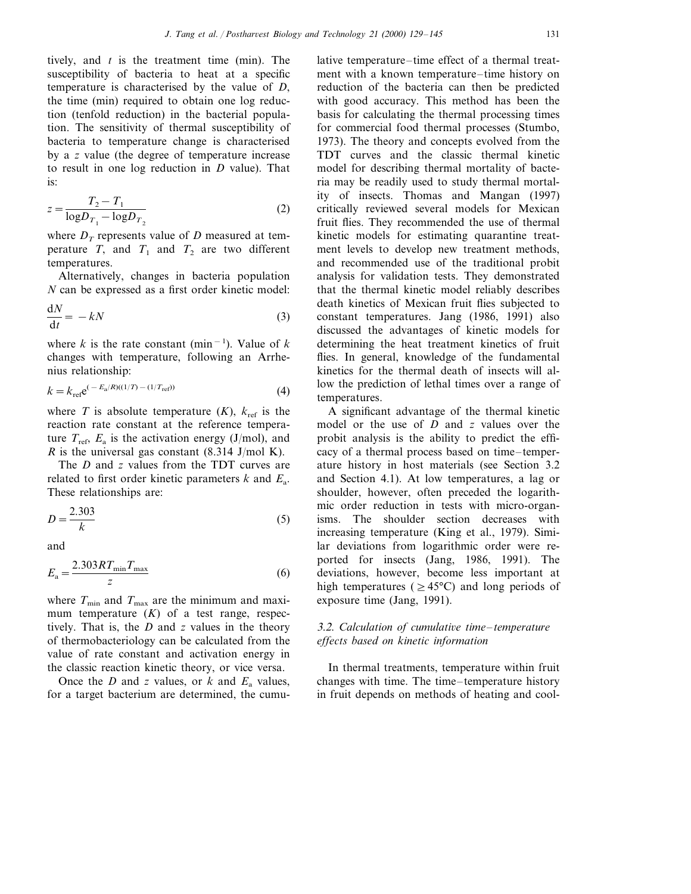tively, and $t$ is the treatment time (min). The susceptibility of bacteria to heat at a specific temperature is characterised by the value of $D$, the time (min) required to obtain one log reduction (tenfold reduction) in the bacterial population. The sensitivity of thermal susceptibility of bacteria to temperature change is characterised by a $z$ value (the degree of temperature increase to result in one log reduction in $D$ value). That is:

$$z = \frac{T_2 - T_1}{\log D_{T_1} - \log D_{T_2}} \tag{2}$$

where $D_T$ represents value of $D$ measured at temperature $T$, and $T_1$ and $T_2$ are two different temperatures.

Alternatively, changes in bacteria population $N$ can be expressed as a first order kinetic model:

$$\frac{dN}{dt} = -kN \tag{3}$$

where $k$ is the rate constant ($\text{min}^{-1}$). Value of $k$ changes with temperature, following an Arrhenius relationship:

$$k = k_{\text{ref}} e^{(-E_a/R)((1/T) - (1/T_{\text{ref}}))} \tag{4}$$

where $T$ is absolute temperature ($K$), $k_{\text{ref}}$ is the reaction rate constant at the reference temperature $T_{\text{ref}}$, $E_a$ is the activation energy (J/mol), and $R$ is the universal gas constant (8.314 J/mol K).

The $D$ and $z$ values from the TDT curves are related to first order kinetic parameters $k$ and $E_a$. These relationships are:

$$D = \frac{2.303}{k} \tag{5}$$

and

$$E_a = \frac{2.303 R T_{\min} T_{\max}}{z} \tag{6}$$

where $T_{\min}$ and $T_{\max}$ are the minimum and maximum temperature ($K$) of a test range, respectively. That is, the $D$ and $z$ values in the theory of thermobacteriology can be calculated from the value of rate constant and activation energy in the classic reaction kinetic theory, or vice versa.

Once the $D$ and $z$ values, or $k$ and $E_a$ values, for a target bacterium are determined, the cumulative temperature–time effect of a thermal treatment with a known temperature–time history on reduction of the bacteria can then be predicted with good accuracy. This method has been the basis for calculating the thermal processing times for commercial food thermal processes (Stumbo, 1973). The theory and concepts evolved from the TDT curves and the classic thermal kinetic model for describing thermal mortality of bacteria may be readily used to study thermal mortality of insects. Thomas and Mangan (1997) critically reviewed several models for Mexican fruit flies. They recommended the use of thermal kinetic models for estimating quarantine treatment levels to develop new treatment methods, and recommended use of the traditional probit analysis for validation tests. They demonstrated that the thermal kinetic model reliably describes death kinetics of Mexican fruit flies subjected to constant temperatures. Jang (1986, 1991) also discussed the advantages of kinetic models for determining the heat treatment kinetics of fruit flies. In general, knowledge of the fundamental kinetics for the thermal death of insects will allow the prediction of lethal times over a range of temperatures.

A significant advantage of the thermal kinetic model or the use of $D$ and $z$ values over the probit analysis is the ability to predict the efficacy of a thermal process based on time–temperature history in host materials (see Section 3.2 and Section 4.1). At low temperatures, a lag or shoulder, however, often preceded the logarithmic order reduction in tests with micro-organisms. The shoulder section decreases with increasing temperature (King et al., 1979). Similar deviations from logarithmic order were reported for insects (Jang, 1986, 1991). The deviations, however, become less important at high temperatures ($\geq 45°C$) and long periods of exposure time (Jang, 1991).

### 3.2. Calculation of cumulative time–temperature effects based on kinetic information

In thermal treatments, temperature within fruit changes with time. The time–temperature history in fruit depends on methods of heating and cool-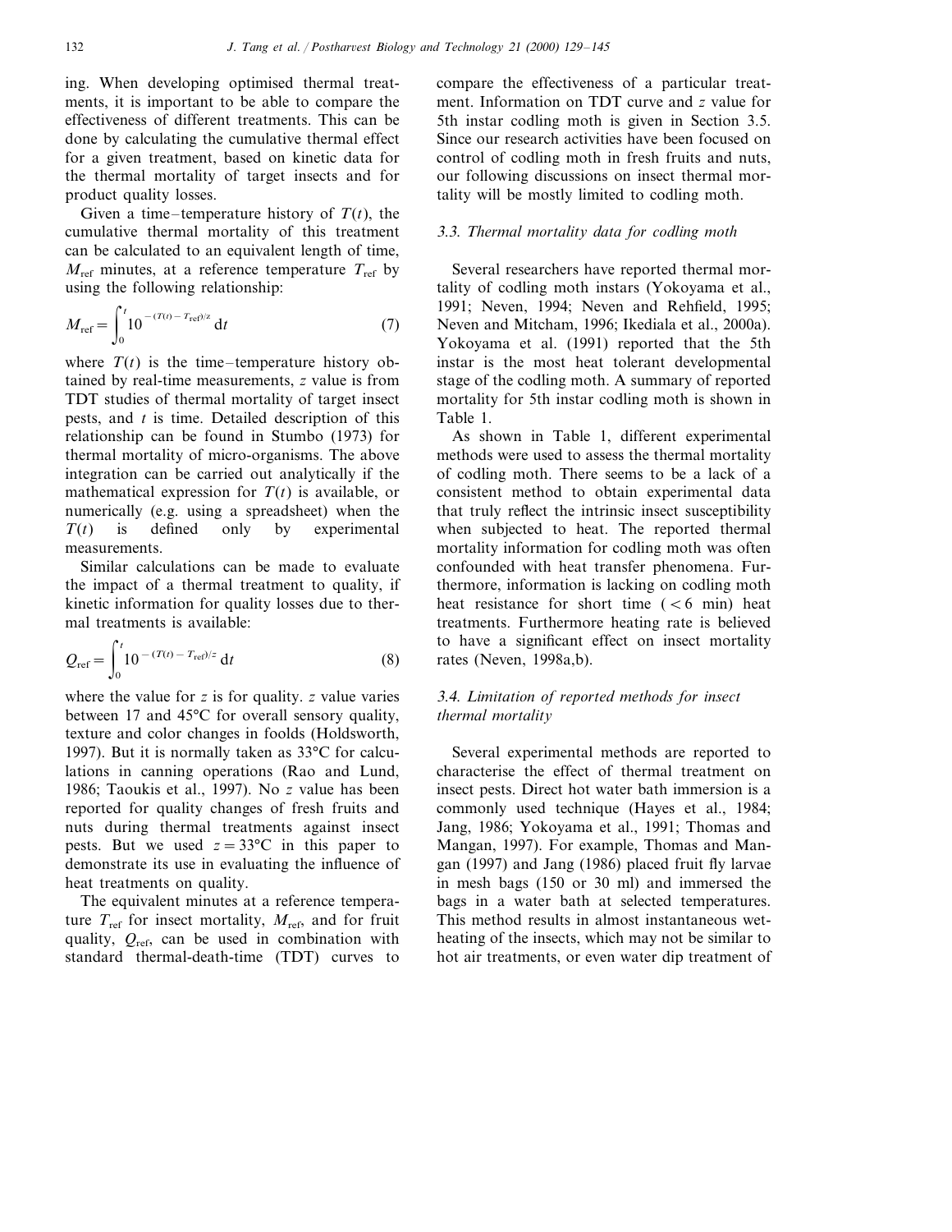ing. When developing optimised thermal treatments, it is important to be able to compare the effectiveness of different treatments. This can be done by calculating the cumulative thermal effect for a given treatment, based on kinetic data for the thermal mortality of target insects and for product quality losses.

Given a time–temperature history of $T(t)$, the cumulative thermal mortality of this treatment can be calculated to an equivalent length of time, $M_{\mathrm{ref}}$ minutes, at a reference temperature $T_{\mathrm{ref}}$ by using the following relationship:

$$M_{\mathrm{ref}} = \int_0^t 10^{-(T(t) - T_{\mathrm{ref}})/z}\,\mathrm{d}t \tag{7}$$

where $T(t)$ is the time–temperature history obtained by real-time measurements, $z$ value is from TDT studies of thermal mortality of target insect pests, and $t$ is time. Detailed description of this relationship can be found in Stumbo (1973) for thermal mortality of micro-organisms. The above integration can be carried out analytically if the mathematical expression for $T(t)$ is available, or numerically (e.g. using a spreadsheet) when the $T(t)$ is defined only by experimental measurements.

Similar calculations can be made to evaluate the impact of a thermal treatment to quality, if kinetic information for quality losses due to thermal treatments is available:

$$Q_{\mathrm{ref}} = \int_0^t 10^{-(T(t) - T_{\mathrm{ref}})/z}\,\mathrm{d}t \tag{8}$$

where the value for $z$ is for quality. $z$ value varies between 17 and 45°C for overall sensory quality, texture and color changes in foolds (Holdsworth, 1997). But it is normally taken as 33°C for calculations in canning operations (Rao and Lund, 1986; Taoukis et al., 1997). No $z$ value has been reported for quality changes of fresh fruits and nuts during thermal treatments against insect pests. But we used $z = 33$°C in this paper to demonstrate its use in evaluating the influence of heat treatments on quality.

The equivalent minutes at a reference temperature $T_{\mathrm{ref}}$ for insect mortality, $M_{\mathrm{ref}}$, and for fruit quality, $Q_{\mathrm{ref}}$, can be used in combination with standard thermal-death-time (TDT) curves to compare the effectiveness of a particular treatment. Information on TDT curve and $z$ value for 5th instar codling moth is given in Section 3.5. Since our research activities have been focused on control of codling moth in fresh fruits and nuts, our following discussions on insect thermal mortality will be mostly limited to codling moth.

### 3.3. Thermal mortality data for codling moth

Several researchers have reported thermal mortality of codling moth instars (Yokoyama et al., 1991; Neven, 1994; Neven and Rehfield, 1995; Neven and Mitcham, 1996; Ikediala et al., 2000a). Yokoyama et al. (1991) reported that the 5th instar is the most heat tolerant developmental stage of the codling moth. A summary of reported mortality for 5th instar codling moth is shown in Table 1.

As shown in Table 1, different experimental methods were used to assess the thermal mortality of codling moth. There seems to be a lack of a consistent method to obtain experimental data that truly reflect the intrinsic insect susceptibility when subjected to heat. The reported thermal mortality information for codling moth was often confounded with heat transfer phenomena. Furthermore, information is lacking on codling moth heat resistance for short time ($< 6$ min) heat treatments. Furthermore heating rate is believed to have a significant effect on insect mortality rates (Neven, 1998a,b).

### 3.4. Limitation of reported methods for insect thermal mortality

Several experimental methods are reported to characterise the effect of thermal treatment on insect pests. Direct hot water bath immersion is a commonly used technique (Hayes et al., 1984; Jang, 1986; Yokoyama et al., 1991; Thomas and Mangan, 1997). For example, Thomas and Mangan (1997) and Jang (1986) placed fruit fly larvae in mesh bags (150 or 30 ml) and immersed the bags in a water bath at selected temperatures. This method results in almost instantaneous wet-heating of the insects, which may not be similar to hot air treatments, or even water dip treatment of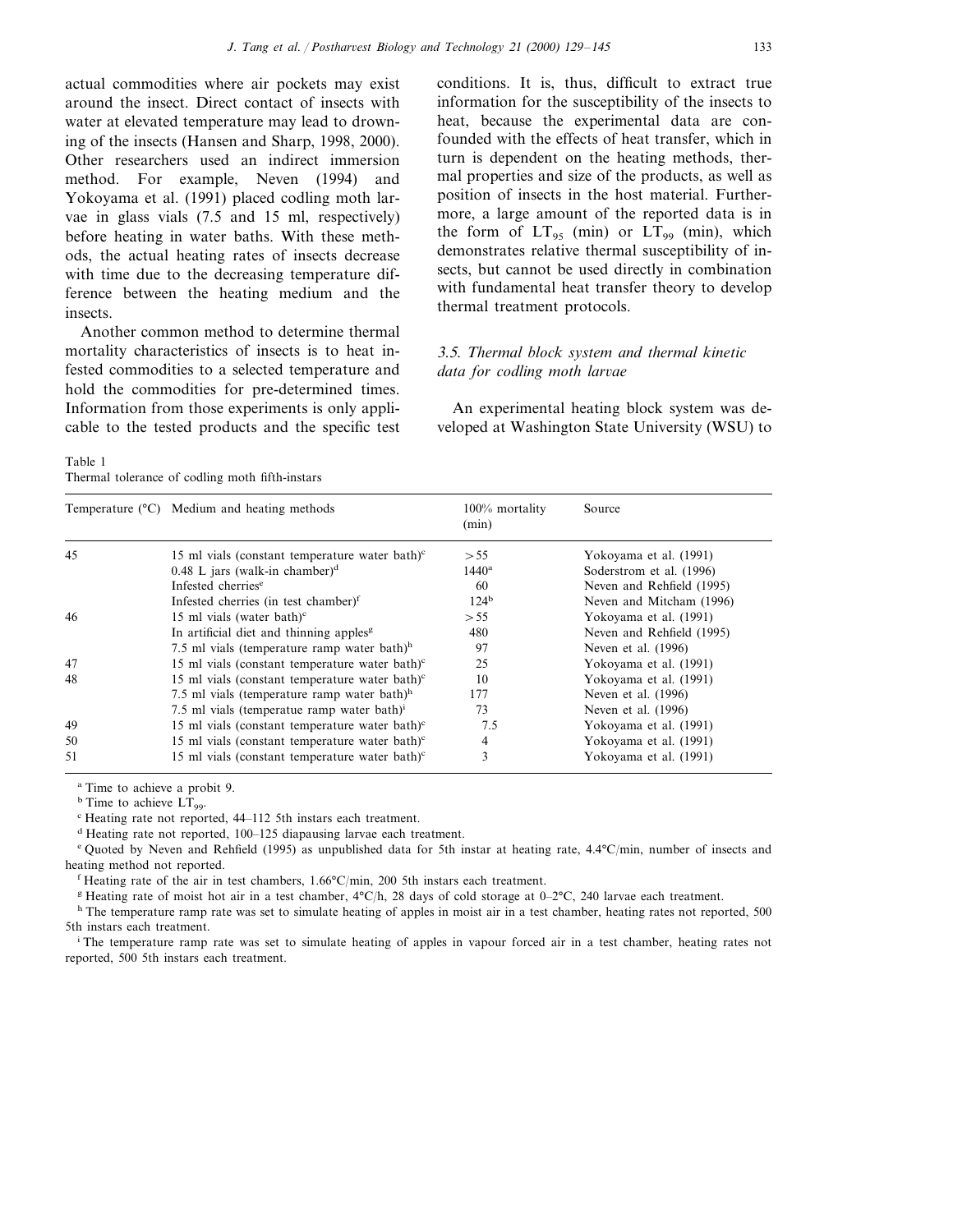actual commodities where air pockets may exist around the insect. Direct contact of insects with water at elevated temperature may lead to drowning of the insects (Hansen and Sharp, 1998, 2000). Other researchers used an indirect immersion method. For example, Neven (1994) and Yokoyama et al. (1991) placed codling moth larvae in glass vials (7.5 and 15 ml, respectively) before heating in water baths. With these methods, the actual heating rates of insects decrease with time due to the decreasing temperature difference between the heating medium and the insects.

Another common method to determine thermal mortality characteristics of insects is to heat infested commodities to a selected temperature and hold the commodities for pre-determined times. Information from those experiments is only applicable to the tested products and the specific test conditions. It is, thus, difficult to extract true information for the susceptibility of the insects to heat, because the experimental data are confounded with the effects of heat transfer, which in turn is dependent on the heating methods, thermal properties and size of the products, as well as position of insects in the host material. Furthermore, a large amount of the reported data is in the form of $LT_{95}$ (min) or $LT_{99}$ (min), which demonstrates relative thermal susceptibility of insects, but cannot be used directly in combination with fundamental heat transfer theory to develop thermal treatment protocols.

### 3.5. Thermal block system and thermal kinetic data for codling moth larvae

An experimental heating block system was developed at Washington State University (WSU) to

Table 1
Thermal tolerance of codling moth fifth-instars

| Temperature (°C) | Medium and heating methods | 100% mortality (min) | Source |
|---|---|---|---|
| 45 | 15 ml vials (constant temperature water bath)[c] | >55 | Yokoyama et al. (1991) |
| | 0.48 L jars (walk-in chamber)[d] | 1440[a] | Soderstrom et al. (1996) |
| | Infested cherries[e] | 60 | Neven and Rehfield (1995) |
| | Infested cherries (in test chamber)[f] | 124[b] | Neven and Mitcham (1996) |
| 46 | 15 ml vials (water bath)[c] | >55 | Yokoyama et al. (1991) |
| | In artificial diet and thinning apples[g] | 480 | Neven and Rehfield (1995) |
| | 7.5 ml vials (temperature ramp water bath)[h] | 97 | Neven et al. (1996) |
| 47 | 15 ml vials (constant temperature water bath)[c] | 25 | Yokoyama et al. (1991) |
| 48 | 15 ml vials (constant temperature water bath)[c] | 10 | Yokoyama et al. (1991) |
| | 7.5 ml vials (temperature ramp water bath)[h] | 177 | Neven et al. (1996) |
| | 7.5 ml vials (temperatue ramp water bath)[i] | 73 | Neven et al. (1996) |
| 49 | 15 ml vials (constant temperature water bath)[c] | 7.5 | Yokoyama et al. (1991) |
| 50 | 15 ml vials (constant temperature water bath)[c] | 4 | Yokoyama et al. (1991) |
| 51 | 15 ml vials (constant temperature water bath)[c] | 3 | Yokoyama et al. (1991) |

[a] Time to achieve a probit 9.

[b] Time to achieve $LT_{99}$.

[c] Heating rate not reported, 44–112 5th instars each treatment.

[d] Heating rate not reported, 100–125 diapausing larvae each treatment.

[e] Quoted by Neven and Rehfield (1995) as unpublished data for 5th instar at heating rate, 4.4°C/min, number of insects and heating method not reported.

[f] Heating rate of the air in test chambers, 1.66°C/min, 200 5th instars each treatment.

[g] Heating rate of moist hot air in a test chamber, 4°C/h, 28 days of cold storage at 0–2°C, 240 larvae each treatment.

[h] The temperature ramp rate was set to simulate heating of apples in moist air in a test chamber, heating rates not reported, 500 5th instars each treatment.

[i] The temperature ramp rate was set to simulate heating of apples in vapour forced air in a test chamber, heating rates not reported, 500 5th instars each treatment.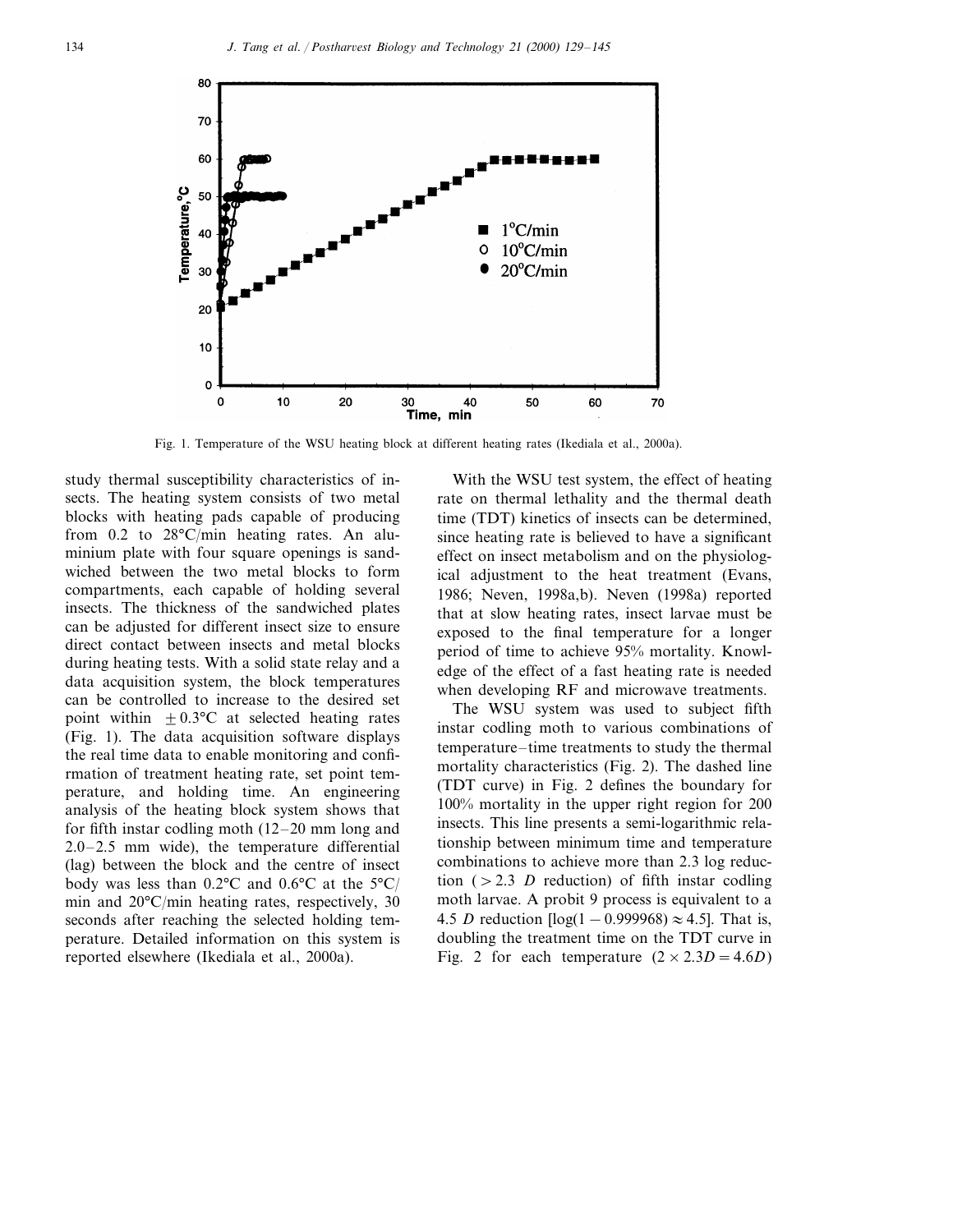Fig. 1. Temperature of the WSU heating block at different heating rates (Ikediala et al., 2000a).

study thermal susceptibility characteristics of insects. The heating system consists of two metal blocks with heating pads capable of producing from 0.2 to 28°C/min heating rates. An aluminium plate with four square openings is sandwiched between the two metal blocks to form compartments, each capable of holding several insects. The thickness of the sandwiched plates can be adjusted for different insect size to ensure direct contact between insects and metal blocks during heating tests. With a solid state relay and a data acquisition system, the block temperatures can be controlled to increase to the desired set point within $\pm 0.3$°C at selected heating rates (Fig. 1). The data acquisition software displays the real time data to enable monitoring and confirmation of treatment heating rate, set point temperature, and holding time. An engineering analysis of the heating block system shows that for fifth instar codling moth (12–20 mm long and 2.0–2.5 mm wide), the temperature differential (lag) between the block and the centre of insect body was less than 0.2°C and 0.6°C at the 5°C/min and 20°C/min heating rates, respectively, 30 seconds after reaching the selected holding temperature. Detailed information on this system is reported elsewhere (Ikediala et al., 2000a).

With the WSU test system, the effect of heating rate on thermal lethality and the thermal death time (TDT) kinetics of insects can be determined, since heating rate is believed to have a significant effect on insect metabolism and on the physiological adjustment to the heat treatment (Evans, 1986; Neven, 1998a,b). Neven (1998a) reported that at slow heating rates, insect larvae must be exposed to the final temperature for a longer period of time to achieve 95% mortality. Knowledge of the effect of a fast heating rate is needed when developing RF and microwave treatments.

The WSU system was used to subject fifth instar codling moth to various combinations of temperature–time treatments to study the thermal mortality characteristics (Fig. 2). The dashed line (TDT curve) in Fig. 2 defines the boundary for 100% mortality in the upper right region for 200 insects. This line presents a semi-logarithmic relationship between minimum time and temperature combinations to achieve more than 2.3 log reduction ($> 2.3$ *D* reduction) of fifth instar codling moth larvae. A probit 9 process is equivalent to a 4.5 *D* reduction [$\log(1 - 0.999968) \approx 4.5$]. That is, doubling the treatment time on the TDT curve in Fig. 2 for each temperature ($2 \times 2.3D = 4.6D$)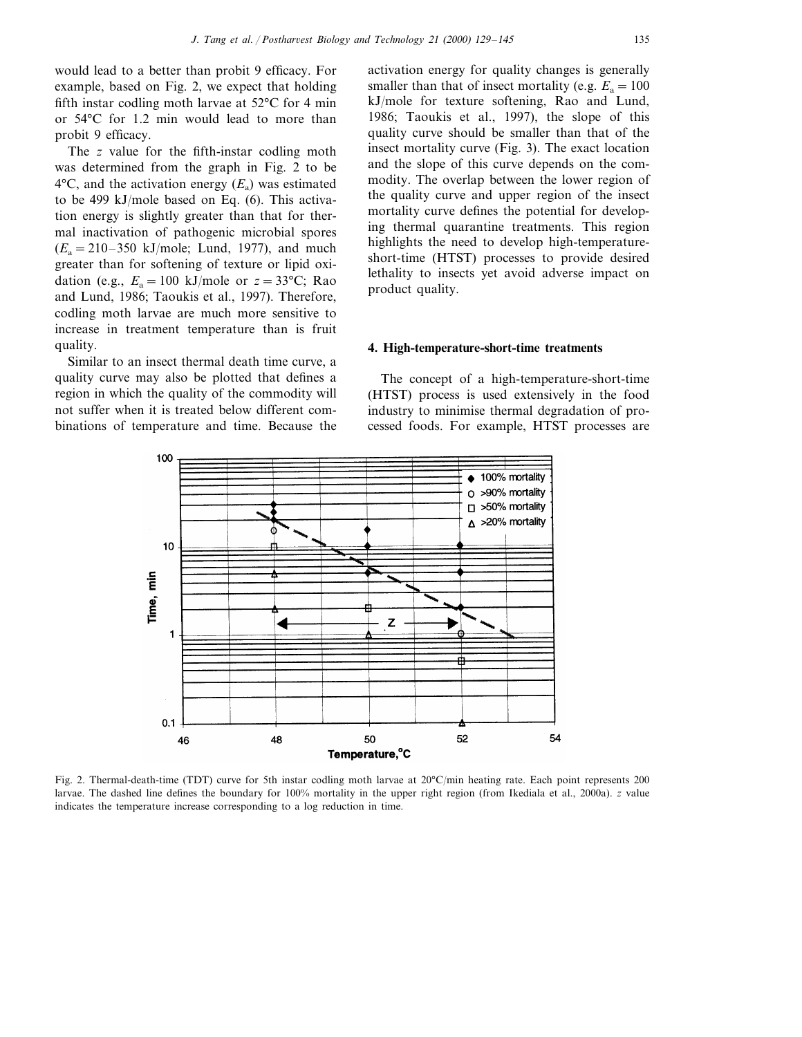would lead to a better than probit 9 efficacy. For example, based on Fig. 2, we expect that holding fifth instar codling moth larvae at 52°C for 4 min or 54°C for 1.2 min would lead to more than probit 9 efficacy.

The $z$ value for the fifth-instar codling moth was determined from the graph in Fig. 2 to be 4°C, and the activation energy ($E_a$) was estimated to be 499 kJ/mole based on Eq. (6). This activation energy is slightly greater than that for thermal inactivation of pathogenic microbial spores ($E_a = 210$–$350$ kJ/mole; Lund, 1977), and much greater than for softening of texture or lipid oxidation (e.g., $E_a = 100$ kJ/mole or $z = 33$°C; Rao and Lund, 1986; Taoukis et al., 1997). Therefore, codling moth larvae are much more sensitive to increase in treatment temperature than is fruit quality.

Similar to an insect thermal death time curve, a quality curve may also be plotted that defines a region in which the quality of the commodity will not suffer when it is treated below different combinations of temperature and time. Because the activation energy for quality changes is generally smaller than that of insect mortality (e.g. $E_a = 100$ kJ/mole for texture softening, Rao and Lund, 1986; Taoukis et al., 1997), the slope of this quality curve should be smaller than that of the insect mortality curve (Fig. 3). The exact location and the slope of this curve depends on the commodity. The overlap between the lower region of the quality curve and upper region of the insect mortality curve defines the potential for developing thermal quarantine treatments. This region highlights the need to develop high-temperature-short-time (HTST) processes to provide desired lethality to insects yet avoid adverse impact on product quality.

## 4. High-temperature-short-time treatments

The concept of a high-temperature-short-time (HTST) process is used extensively in the food industry to minimise thermal degradation of processed foods. For example, HTST processes are

Fig. 2. Thermal-death-time (TDT) curve for 5th instar codling moth larvae at 20°C/min heating rate. Each point represents 200 larvae. The dashed line defines the boundary for 100% mortality in the upper right region (from Ikediala et al., 2000a). $z$ value indicates the temperature increase corresponding to a log reduction in time.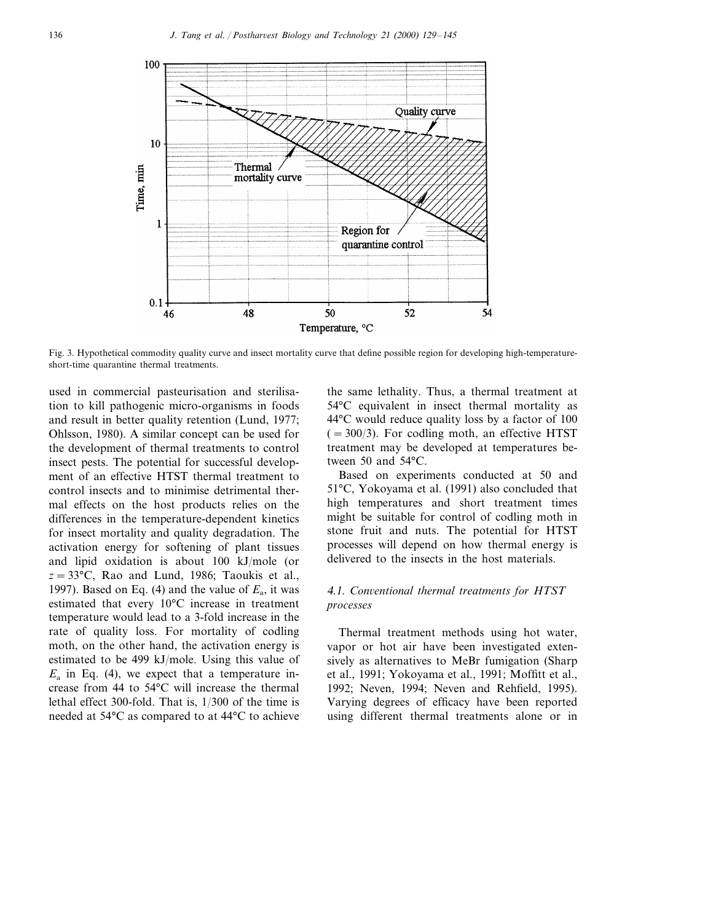Fig. 3. Hypothetical commodity quality curve and insect mortality curve that define possible region for developing high-temperature-short-time quarantine thermal treatments.

used in commercial pasteurisation and sterilisation to kill pathogenic micro-organisms in foods and result in better quality retention (Lund, 1977; Ohlsson, 1980). A similar concept can be used for the development of thermal treatments to control insect pests. The potential for successful development of an effective HTST thermal treatment to control insects and to minimise detrimental thermal effects on the host products relies on the differences in the temperature-dependent kinetics for insect mortality and quality degradation. The activation energy for softening of plant tissues and lipid oxidation is about 100 kJ/mole (or $z = 33°C$, Rao and Lund, 1986; Taoukis et al., 1997). Based on Eq. (4) and the value of $E_a$, it was estimated that every 10°C increase in treatment temperature would lead to a 3-fold increase in the rate of quality loss. For mortality of codling moth, on the other hand, the activation energy is estimated to be 499 kJ/mole. Using this value of $E_a$ in Eq. (4), we expect that a temperature increase from 44 to 54°C will increase the thermal lethal effect 300-fold. That is, 1/300 of the time is needed at 54°C as compared to at 44°C to achieve the same lethality. Thus, a thermal treatment at 54°C equivalent in insect thermal mortality as 44°C would reduce quality loss by a factor of 100 ($= 300/3$). For codling moth, an effective HTST treatment may be developed at temperatures between 50 and 54°C.

Based on experiments conducted at 50 and 51°C, Yokoyama et al. (1991) also concluded that high temperatures and short treatment times might be suitable for control of codling moth in stone fruit and nuts. The potential for HTST processes will depend on how thermal energy is delivered to the insects in the host materials.

### *4.1. Conventional thermal treatments for HTST processes*

Thermal treatment methods using hot water, vapor or hot air have been investigated extensively as alternatives to MeBr fumigation (Sharp et al., 1991; Yokoyama et al., 1991; Moffitt et al., 1992; Neven, 1994; Neven and Rehfield, 1995). Varying degrees of efficacy have been reported using different thermal treatments alone or in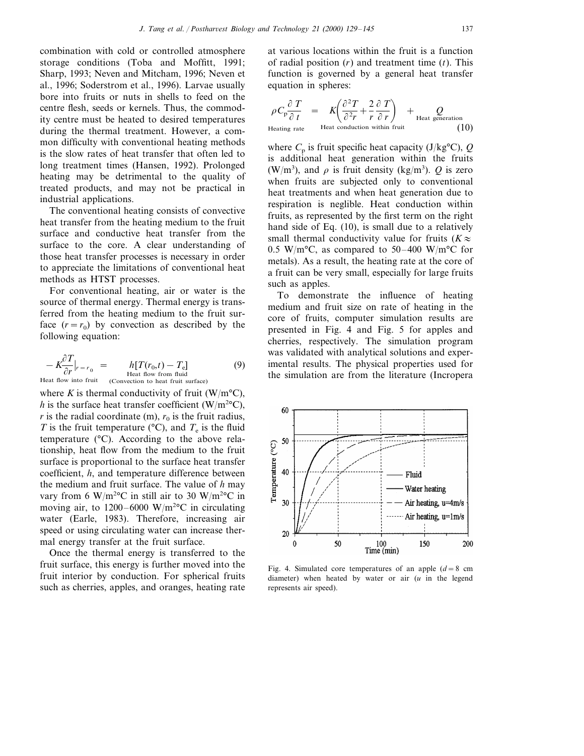combination with cold or controlled atmosphere storage conditions (Toba and Moffitt, 1991; Sharp, 1993; Neven and Mitcham, 1996; Neven et al., 1996; Soderstrom et al., 1996). Larvae usually bore into fruits or nuts in shells to feed on the centre flesh, seeds or kernels. Thus, the commodity centre must be heated to desired temperatures during the thermal treatment. However, a common difficulty with conventional heating methods is the slow rates of heat transfer that often led to long treatment times (Hansen, 1992). Prolonged heating may be detrimental to the quality of treated products, and may not be practical in industrial applications.

The conventional heating consists of convective heat transfer from the heating medium to the fruit surface and conductive heat transfer from the surface to the core. A clear understanding of those heat transfer processes is necessary in order to appreciate the limitations of conventional heat methods as HTST processes.

For conventional heating, air or water is the source of thermal energy. Thermal energy is transferred from the heating medium to the fruit surface ($r = r_0$) by convection as described by the following equation:

$$\underset{\text{Heat flow into fruit}}{-K\frac{\partial T}{\partial r}\Big|_{r=r_0}} = \underset{\substack{\text{Heat flow from fluid} \\ \text{(Convection to heat fruit surface)}}}{h[T(r_0,t) - T_e]} \tag{9}$$

where $K$ is thermal conductivity of fruit (W/m°C), $h$ is the surface heat transfer coefficient (W/m$^2$°C), $r$ is the radial coordinate (m), $r_0$ is the fruit radius, $T$ is the fruit temperature (°C), and $T_e$ is the fluid temperature (°C). According to the above relationship, heat flow from the medium to the fruit surface is proportional to the surface heat transfer coefficient, $h$, and temperature difference between the medium and fruit surface. The value of $h$ may vary from 6 W/m$^2$°C in still air to 30 W/m$^2$°C in moving air, to 1200–6000 W/m$^2$°C in circulating water (Earle, 1983). Therefore, increasing air speed or using circulating water can increase thermal energy transfer at the fruit surface.

Once the thermal energy is transferred to the fruit surface, this energy is further moved into the fruit interior by conduction. For spherical fruits such as cherries, apples, and oranges, heating rate at various locations within the fruit is a function of radial position ($r$) and treatment time ($t$). This function is governed by a general heat transfer equation in spheres:

$$\underset{\text{Heating rate}}{\rho C_p \frac{\partial T}{\partial t}} = \underset{\text{Heat conduction within fruit}}{K\left(\frac{\partial^2 T}{\partial^2 r} + \frac{2}{r}\frac{\partial T}{\partial r}\right)} + \underset{\text{Heat generation}}{Q} \tag{10}$$

where $C_p$ is fruit specific heat capacity (J/kg°C), $Q$ is additional heat generation within the fruits (W/m$^3$), and $\rho$ is fruit density (kg/m$^3$). $Q$ is zero when fruits are subjected only to conventional heat treatments and when heat generation due to respiration is neglible. Heat conduction within fruits, as represented by the first term on the right hand side of Eq. (10), is small due to a relatively small thermal conductivity value for fruits ($K \approx$ 0.5 W/m°C, as compared to 50–400 W/m°C for metals). As a result, the heating rate at the core of a fruit can be very small, especially for large fruits such as apples.

To demonstrate the influence of heating medium and fruit size on rate of heating in the core of fruits, computer simulation results are presented in Fig. 4 and Fig. 5 for apples and cherries, respectively. The simulation program was validated with analytical solutions and experimental results. The physical properties used for the simulation are from the literature (Incropera

Fig. 4. Simulated core temperatures of an apple ($d = 8$ cm diameter) when heated by water or air ($u$ in the legend represents air speed).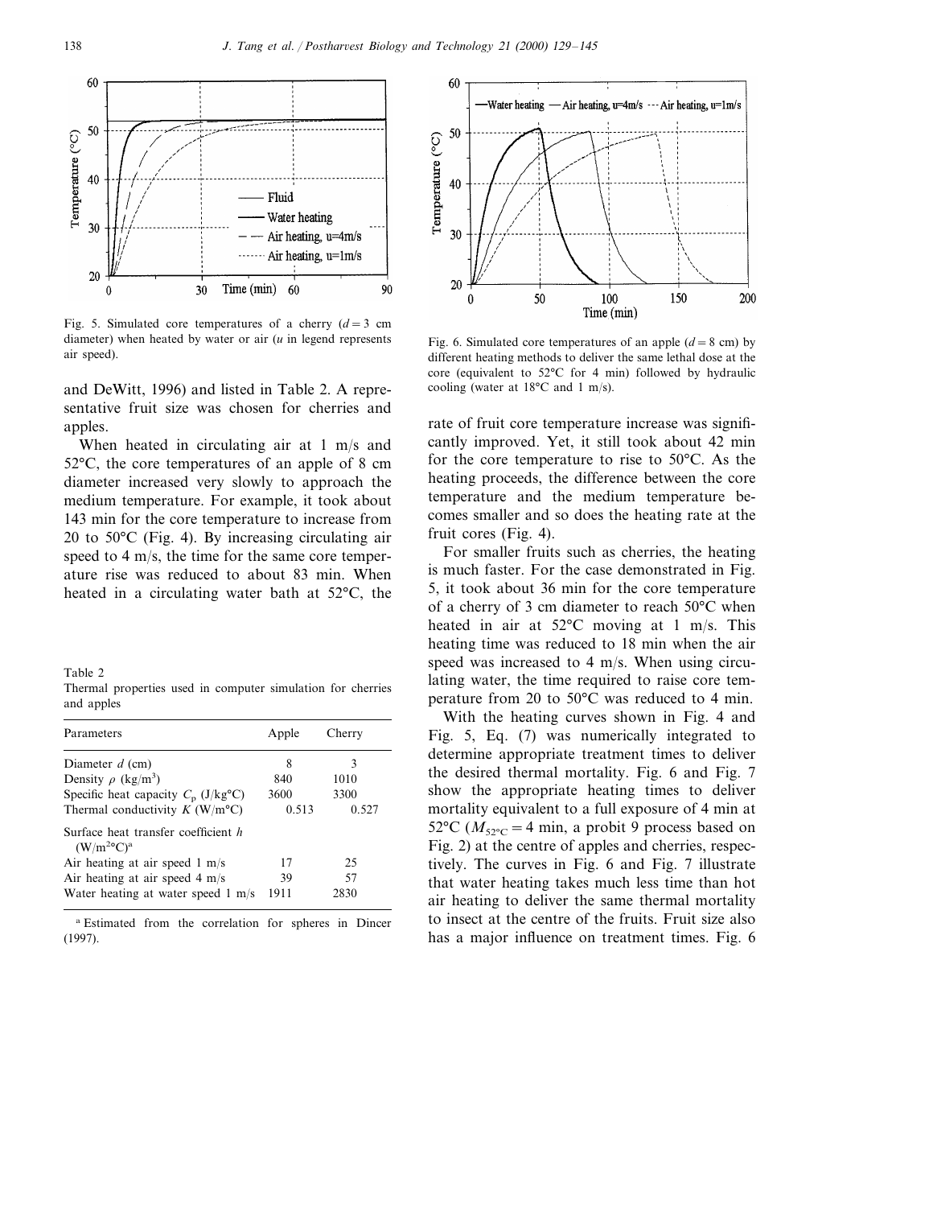Fig. 5. Simulated core temperatures of a cherry ($d = 3$ cm diameter) when heated by water or air ($u$ in legend represents air speed).

and DeWitt, 1996) and listed in Table 2. A representative fruit size was chosen for cherries and apples.

When heated in circulating air at 1 m/s and 52°C, the core temperatures of an apple of 8 cm diameter increased very slowly to approach the medium temperature. For example, it took about 143 min for the core temperature to increase from 20 to 50°C (Fig. 4). By increasing circulating air speed to 4 m/s, the time for the same core temperature rise was reduced to about 83 min. When heated in a circulating water bath at 52°C, the rate of fruit core temperature increase was significantly improved. Yet, it still took about 42 min for the core temperature to rise to 50°C. As the heating proceeds, the difference between the core temperature and the medium temperature becomes smaller and so does the heating rate at the fruit cores (Fig. 4).

Table 2
Thermal properties used in computer simulation for cherries and apples

| Parameters | Apple | Cherry |
|---|---|---|
| Diameter $d$ (cm) | 8 | 3 |
| Density $\rho$ (kg/m$^3$) | 840 | 1010 |
| Specific heat capacity $C_p$ (J/kg°C) | 3600 | 3300 |
| Thermal conductivity $K$ (W/m°C) | 0.513 | 0.527 |
| Surface heat transfer coefficient $h$ (W/m$^2$°C)[a] | | |
| Air heating at air speed 1 m/s | 17 | 25 |
| Air heating at air speed 4 m/s | 39 | 57 |
| Water heating at water speed 1 m/s | 1911 | 2830 |

[a] Estimated from the correlation for spheres in Dincer (1997).

Fig. 6. Simulated core temperatures of an apple ($d = 8$ cm) by different heating methods to deliver the same lethal dose at the core (equivalent to 52°C for 4 min) followed by hydraulic cooling (water at 18°C and 1 m/s).

For smaller fruits such as cherries, the heating is much faster. For the case demonstrated in Fig. 5, it took about 36 min for the core temperature of a cherry of 3 cm diameter to reach 50°C when heated in air at 52°C moving at 1 m/s. This heating time was reduced to 18 min when the air speed was increased to 4 m/s. When using circulating water, the time required to raise core temperature from 20 to 50°C was reduced to 4 min.

With the heating curves shown in Fig. 4 and Fig. 5, Eq. (7) was numerically integrated to determine appropriate treatment times to deliver the desired thermal mortality. Fig. 6 and Fig. 7 show the appropriate heating times to deliver mortality equivalent to a full exposure of 4 min at 52°C ($M_{52°C} = 4$ min, a probit 9 process based on Fig. 2) at the centre of apples and cherries, respectively. The curves in Fig. 6 and Fig. 7 illustrate that water heating takes much less time than hot air heating to deliver the same thermal mortality to insect at the centre of the fruits. Fruit size also has a major influence on treatment times. Fig. 6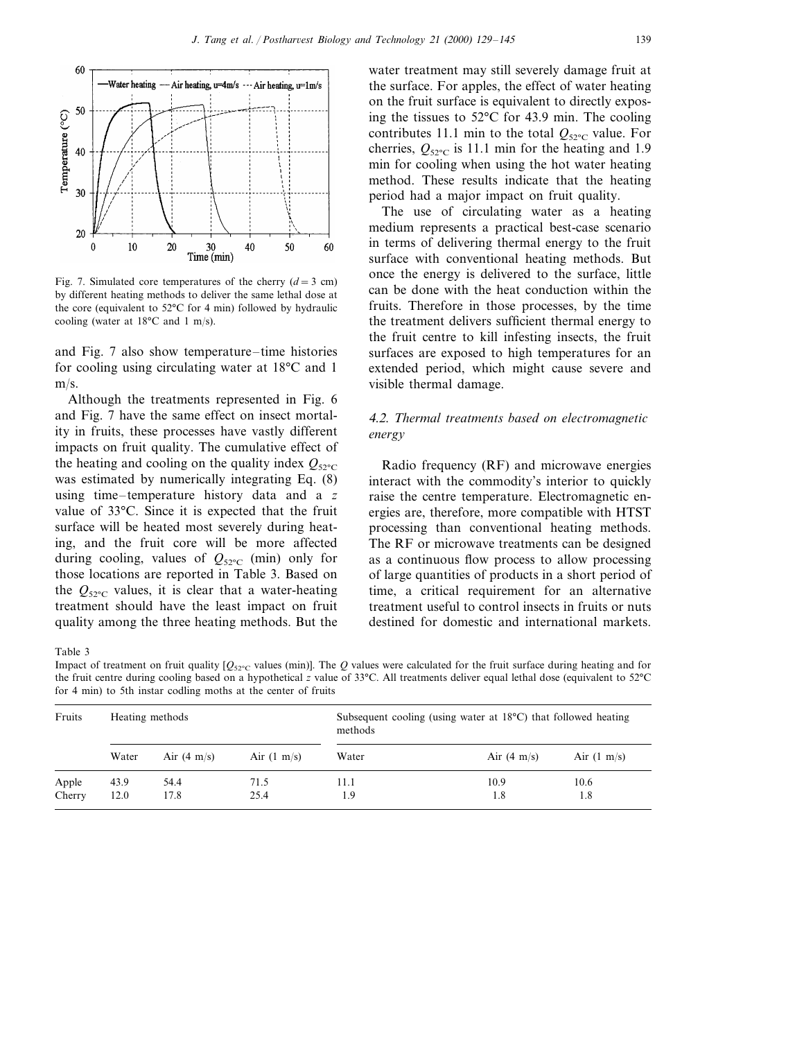Fig. 7. Simulated core temperatures of the cherry ($d = 3$ cm) by different heating methods to deliver the same lethal dose at the core (equivalent to 52°C for 4 min) followed by hydraulic cooling (water at 18°C and 1 m/s).

and Fig. 7 also show temperature–time histories for cooling using circulating water at 18°C and 1 m/s.

Although the treatments represented in Fig. 6 and Fig. 7 have the same effect on insect mortality in fruits, these processes have vastly different impacts on fruit quality. The cumulative effect of the heating and cooling on the quality index $Q_{52°C}$ was estimated by numerically integrating Eq. (8) using time–temperature history data and a $z$ value of 33°C. Since it is expected that the fruit surface will be heated most severely during heating, and the fruit core will be more affected during cooling, values of $Q_{52°C}$ (min) only for those locations are reported in Table 3. Based on the $Q_{52°C}$ values, it is clear that a water-heating treatment should have the least impact on fruit quality among the three heating methods. But the water treatment may still severely damage fruit at the surface. For apples, the effect of water heating on the fruit surface is equivalent to directly exposing the tissues to 52°C for 43.9 min. The cooling contributes 11.1 min to the total $Q_{52°C}$ value. For cherries, $Q_{52°C}$ is 11.1 min for the heating and 1.9 min for cooling when using the hot water heating method. These results indicate that the heating period had a major impact on fruit quality.

The use of circulating water as a heating medium represents a practical best-case scenario in terms of delivering thermal energy to the fruit surface with conventional heating methods. But once the energy is delivered to the surface, little can be done with the heat conduction within the fruits. Therefore in those processes, by the time the treatment delivers sufficient thermal energy to the fruit centre to kill infesting insects, the fruit surfaces are exposed to high temperatures for an extended period, which might cause severe and visible thermal damage.

### 4.2. Thermal treatments based on electromagnetic energy

Radio frequency (RF) and microwave energies interact with the commodity's interior to quickly raise the centre temperature. Electromagnetic energies are, therefore, more compatible with HTST processing than conventional heating methods. The RF or microwave treatments can be designed as a continuous flow process to allow processing of large quantities of products in a short period of time, a critical requirement for an alternative treatment useful to control insects in fruits or nuts destined for domestic and international markets.

Table 3

Impact of treatment on fruit quality [$Q_{52°C}$ values (min)]. The $Q$ values were calculated for the fruit surface during heating and for the fruit centre during cooling based on a hypothetical $z$ value of 33°C. All treatments deliver equal lethal dose (equivalent to 52°C for 4 min) to 5th instar codling moths at the center of fruits

| Fruits | Heating methods | | | Subsequent cooling (using water at 18°C) that followed heating methods | | |
|---|---|---|---|---|---|---|
| | Water | Air (4 m/s) | Air (1 m/s) | Water | Air (4 m/s) | Air (1 m/s) |
| Apple | 43.9 | 54.4 | 71.5 | 11.1 | 10.9 | 10.6 |
| Cherry | 12.0 | 17.8 | 25.4 | 1.9 | 1.8 | 1.8 |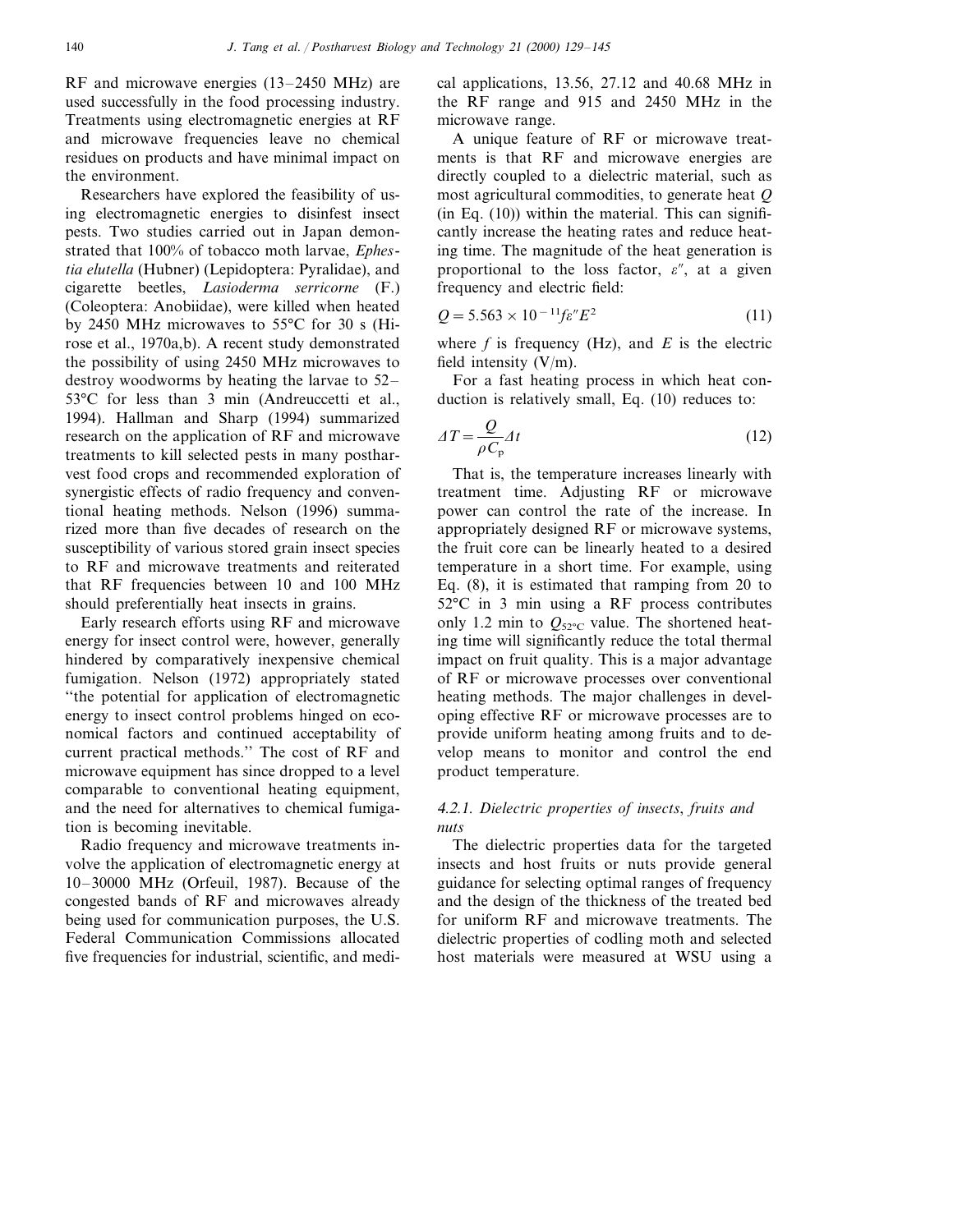RF and microwave energies (13–2450 MHz) are used successfully in the food processing industry. Treatments using electromagnetic energies at RF and microwave frequencies leave no chemical residues on products and have minimal impact on the environment.

Researchers have explored the feasibility of using electromagnetic energies to disinfest insect pests. Two studies carried out in Japan demonstrated that 100% of tobacco moth larvae, *Ephestia elutella* (Hubner) (Lepidoptera: Pyralidae), and cigarette beetles, *Lasioderma serricorne* (F.) (Coleoptera: Anobiidae), were killed when heated by 2450 MHz microwaves to 55°C for 30 s (Hirose et al., 1970a,b). A recent study demonstrated the possibility of using 2450 MHz microwaves to destroy woodworms by heating the larvae to 52–53°C for less than 3 min (Andreuccetti et al., 1994). Hallman and Sharp (1994) summarized research on the application of RF and microwave treatments to kill selected pests in many postharvest food crops and recommended exploration of synergistic effects of radio frequency and conventional heating methods. Nelson (1996) summarized more than five decades of research on the susceptibility of various stored grain insect species to RF and microwave treatments and reiterated that RF frequencies between 10 and 100 MHz should preferentially heat insects in grains.

Early research efforts using RF and microwave energy for insect control were, however, generally hindered by comparatively inexpensive chemical fumigation. Nelson (1972) appropriately stated "the potential for application of electromagnetic energy to insect control problems hinged on economical factors and continued acceptability of current practical methods." The cost of RF and microwave equipment has since dropped to a level comparable to conventional heating equipment, and the need for alternatives to chemical fumigation is becoming inevitable.

Radio frequency and microwave treatments involve the application of electromagnetic energy at 10–30000 MHz (Orfeuil, 1987). Because of the congested bands of RF and microwaves already being used for communication purposes, the U.S. Federal Communication Commissions allocated five frequencies for industrial, scientific, and medical applications, 13.56, 27.12 and 40.68 MHz in the RF range and 915 and 2450 MHz in the microwave range.

A unique feature of RF or microwave treatments is that RF and microwave energies are directly coupled to a dielectric material, such as most agricultural commodities, to generate heat $Q$ (in Eq. (10)) within the material. This can significantly increase the heating rates and reduce heating time. The magnitude of the heat generation is proportional to the loss factor, $\varepsilon''$, at a given frequency and electric field:

$$Q = 5.563 \times 10^{-11} f \varepsilon'' E^2 \tag{11}$$

where $f$ is frequency (Hz), and $E$ is the electric field intensity (V/m).

For a fast heating process in which heat conduction is relatively small, Eq. (10) reduces to:

$$\Delta T = \frac{Q}{\rho C_p} \Delta t \tag{12}$$

That is, the temperature increases linearly with treatment time. Adjusting RF or microwave power can control the rate of the increase. In appropriately designed RF or microwave systems, the fruit core can be linearly heated to a desired temperature in a short time. For example, using Eq. (8), it is estimated that ramping from 20 to 52°C in 3 min using a RF process contributes only 1.2 min to $Q_{52°C}$ value. The shortened heating time will significantly reduce the total thermal impact on fruit quality. This is a major advantage of RF or microwave processes over conventional heating methods. The major challenges in developing effective RF or microwave processes are to provide uniform heating among fruits and to develop means to monitor and control the end product temperature.

#### 4.2.1. Dielectric properties of insects, fruits and nuts

The dielectric properties data for the targeted insects and host fruits or nuts provide general guidance for selecting optimal ranges of frequency and the design of the thickness of the treated bed for uniform RF and microwave treatments. The dielectric properties of codling moth and selected host materials were measured at WSU using a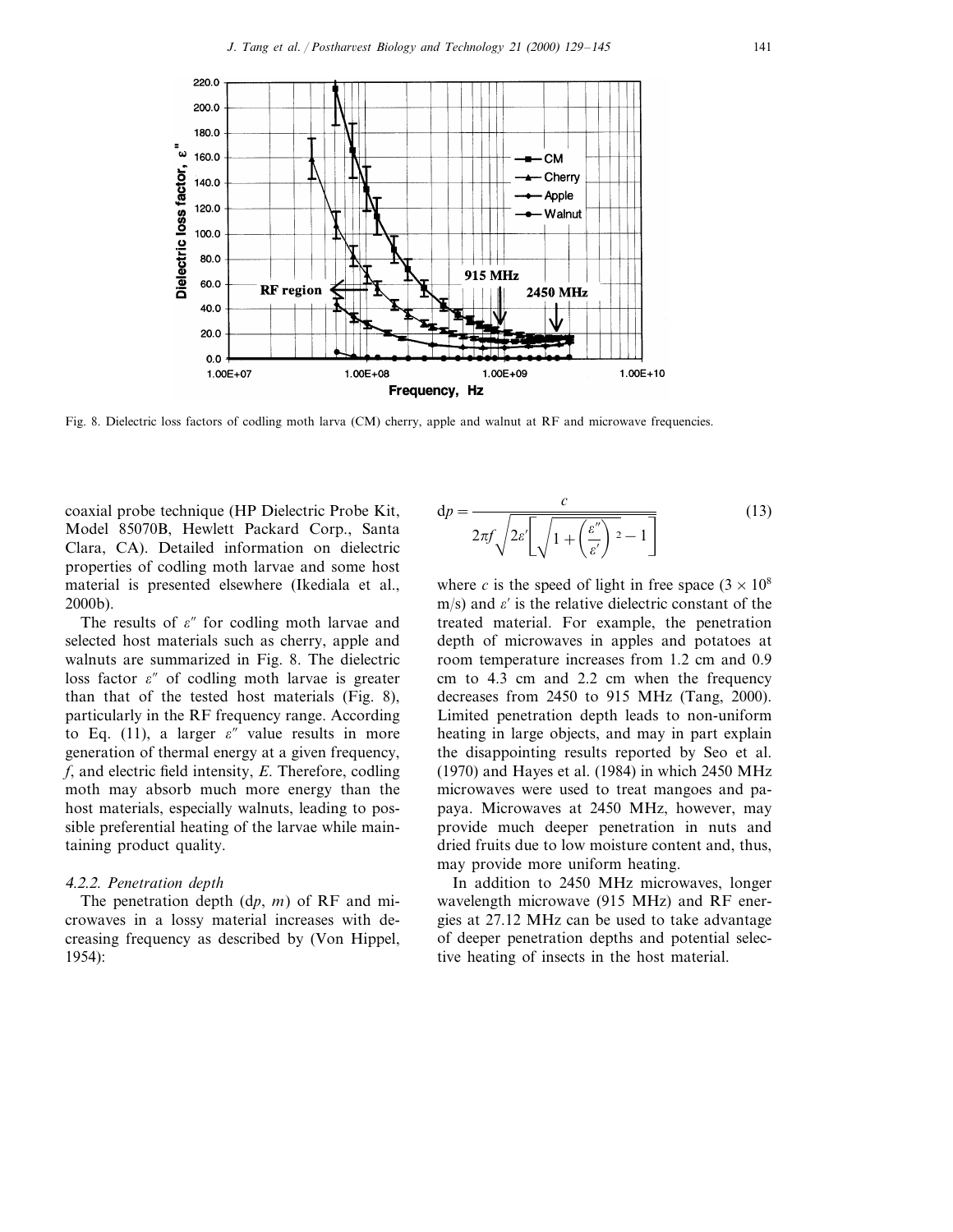Fig. 8. Dielectric loss factors of codling moth larva (CM) cherry, apple and walnut at RF and microwave frequencies.

coaxial probe technique (HP Dielectric Probe Kit, Model 85070B, Hewlett Packard Corp., Santa Clara, CA). Detailed information on dielectric properties of codling moth larvae and some host material is presented elsewhere (Ikediala et al., 2000b).

The results of $\varepsilon''$ for codling moth larvae and selected host materials such as cherry, apple and walnuts are summarized in Fig. 8. The dielectric loss factor $\varepsilon''$ of codling moth larvae is greater than that of the tested host materials (Fig. 8), particularly in the RF frequency range. According to Eq. (11), a larger $\varepsilon''$ value results in more generation of thermal energy at a given frequency, $f$, and electric field intensity, $E$. Therefore, codling moth may absorb much more energy than the host materials, especially walnuts, leading to possible preferential heating of the larvae while maintaining product quality.

#### 4.2.2. Penetration depth

The penetration depth ($dp$, $m$) of RF and microwaves in a lossy material increases with decreasing frequency as described by (Von Hippel, 1954):

$$dp = \frac{c}{2\pi f\sqrt{2\varepsilon'\left[\sqrt{1+\left(\frac{\varepsilon''}{\varepsilon'}\right)^2}-1\right]}} \tag{13}$$

where $c$ is the speed of light in free space ($3 \times 10^8$ m/s) and $\varepsilon'$ is the relative dielectric constant of the treated material. For example, the penetration depth of microwaves in apples and potatoes at room temperature increases from 1.2 cm and 0.9 cm to 4.3 cm and 2.2 cm when the frequency decreases from 2450 to 915 MHz (Tang, 2000). Limited penetration depth leads to non-uniform heating in large objects, and may in part explain the disappointing results reported by Seo et al. (1970) and Hayes et al. (1984) in which 2450 MHz microwaves were used to treat mangoes and papaya. Microwaves at 2450 MHz, however, may provide much deeper penetration in nuts and dried fruits due to low moisture content and, thus, may provide more uniform heating.

In addition to 2450 MHz microwaves, longer wavelength microwave (915 MHz) and RF energies at 27.12 MHz can be used to take advantage of deeper penetration depths and potential selective heating of insects in the host material.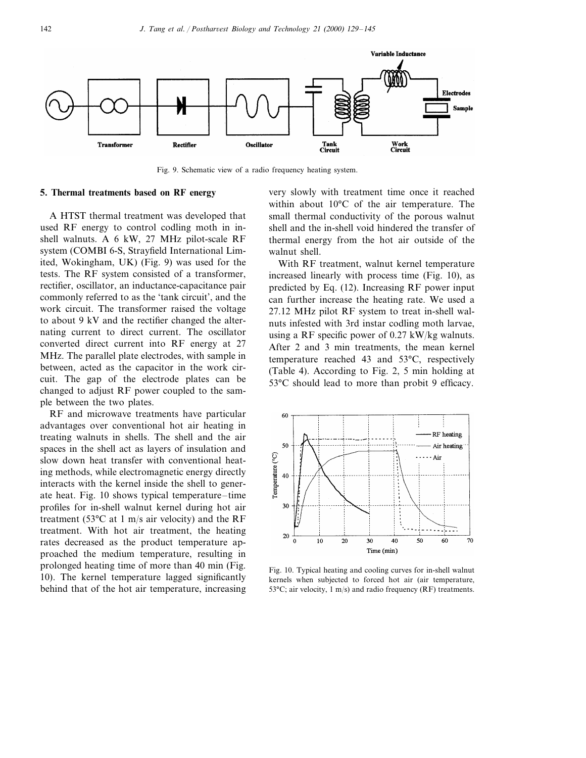Fig. 9. Schematic view of a radio frequency heating system.

## 5. Thermal treatments based on RF energy

A HTST thermal treatment was developed that used RF energy to control codling moth in in-shell walnuts. A 6 kW, 27 MHz pilot-scale RF system (COMBI 6-S, Strayfield International Limited, Wokingham, UK) (Fig. 9) was used for the tests. The RF system consisted of a transformer, rectifier, oscillator, an inductance-capacitance pair commonly referred to as the 'tank circuit', and the work circuit. The transformer raised the voltage to about 9 kV and the rectifier changed the alternating current to direct current. The oscillator converted direct current into RF energy at 27 MHz. The parallel plate electrodes, with sample in between, acted as the capacitor in the work circuit. The gap of the electrode plates can be changed to adjust RF power coupled to the sample between the two plates.

RF and microwave treatments have particular advantages over conventional hot air heating in treating walnuts in shells. The shell and the air spaces in the shell act as layers of insulation and slow down heat transfer with conventional heating methods, while electromagnetic energy directly interacts with the kernel inside the shell to generate heat. Fig. 10 shows typical temperature–time profiles for in-shell walnut kernel during hot air treatment (53°C at 1 m/s air velocity) and the RF treatment. With hot air treatment, the heating rates decreased as the product temperature approached the medium temperature, resulting in prolonged heating time of more than 40 min (Fig. 10). The kernel temperature lagged significantly behind that of the hot air temperature, increasing very slowly with treatment time once it reached within about 10°C of the air temperature. The small thermal conductivity of the porous walnut shell and the in-shell void hindered the transfer of thermal energy from the hot air outside of the walnut shell.

With RF treatment, walnut kernel temperature increased linearly with process time (Fig. 10), as predicted by Eq. (12). Increasing RF power input can further increase the heating rate. We used a 27.12 MHz pilot RF system to treat in-shell walnuts infested with 3rd instar codling moth larvae, using a RF specific power of 0.27 kW/kg walnuts. After 2 and 3 min treatments, the mean kernel temperature reached 43 and 53°C, respectively (Table 4). According to Fig. 2, 5 min holding at 53°C should lead to more than probit 9 efficacy.

Fig. 10. Typical heating and cooling curves for in-shell walnut kernels when subjected to forced hot air (air temperature, 53°C; air velocity, 1 m/s) and radio frequency (RF) treatments.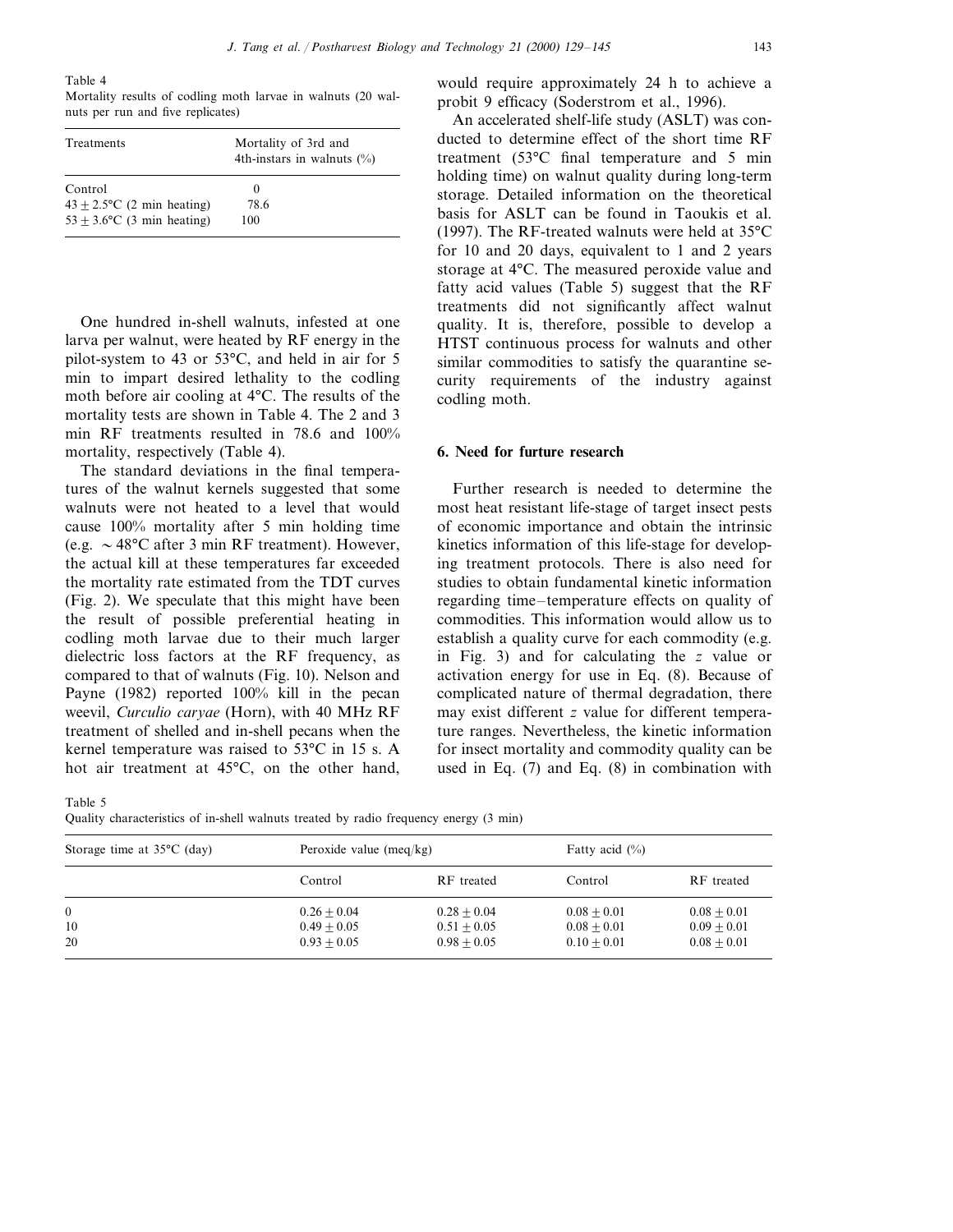Table 4
Mortality results of codling moth larvae in walnuts (20 walnuts per run and five replicates)

| Treatments | Mortality of 3rd and 4th-instars in walnuts (%) |
|---|---|
| Control | 0 |
| 43 ± 2.5°C (2 min heating) | 78.6 |
| 53 ± 3.6°C (3 min heating) | 100 |

One hundred in-shell walnuts, infested at one larva per walnut, were heated by RF energy in the pilot-system to 43 or 53°C, and held in air for 5 min to impart desired lethality to the codling moth before air cooling at 4°C. The results of the mortality tests are shown in Table 4. The 2 and 3 min RF treatments resulted in 78.6 and 100% mortality, respectively (Table 4).

The standard deviations in the final temperatures of the walnut kernels suggested that some walnuts were not heated to a level that would cause 100% mortality after 5 min holding time (e.g. ~48°C after 3 min RF treatment). However, the actual kill at these temperatures far exceeded the mortality rate estimated from the TDT curves (Fig. 2). We speculate that this might have been the result of possible preferential heating in codling moth larvae due to their much larger dielectric loss factors at the RF frequency, as compared to that of walnuts (Fig. 10). Nelson and Payne (1982) reported 100% kill in the pecan weevil, *Curculio caryae* (Horn), with 40 MHz RF treatment of shelled and in-shell pecans when the kernel temperature was raised to 53°C in 15 s. A hot air treatment at 45°C, on the other hand, would require approximately 24 h to achieve a probit 9 efficacy (Soderstrom et al., 1996).

An accelerated shelf-life study (ASLT) was conducted to determine effect of the short time RF treatment (53°C final temperature and 5 min holding time) on walnut quality during long-term storage. Detailed information on the theoretical basis for ASLT can be found in Taoukis et al. (1997). The RF-treated walnuts were held at 35°C for 10 and 20 days, equivalent to 1 and 2 years storage at 4°C. The measured peroxide value and fatty acid values (Table 5) suggest that the RF treatments did not significantly affect walnut quality. It is, therefore, possible to develop a HTST continuous process for walnuts and other similar commodities to satisfy the quarantine security requirements of the industry against codling moth.

## 6. Need for furture research

Further research is needed to determine the most heat resistant life-stage of target insect pests of economic importance and obtain the intrinsic kinetics information of this life-stage for developing treatment protocols. There is also need for studies to obtain fundamental kinetic information regarding time–temperature effects on quality of commodities. This information would allow us to establish a quality curve for each commodity (e.g. in Fig. 3) and for calculating the $z$ value or activation energy for use in Eq. (8). Because of complicated nature of thermal degradation, there may exist different $z$ value for different temperature ranges. Nevertheless, the kinetic information for insect mortality and commodity quality can be used in Eq. (7) and Eq. (8) in combination with

Table 5
Quality characteristics of in-shell walnuts treated by radio frequency energy (3 min)

| Storage time at 35°C (day) | Peroxide value (meq/kg) | | Fatty acid (%) | |
|---|---|---|---|---|
| | Control | RF treated | Control | RF treated |
| 0 | 0.26 ± 0.04 | 0.28 ± 0.04 | 0.08 ± 0.01 | 0.08 ± 0.01 |
| 10 | 0.49 ± 0.05 | 0.51 ± 0.05 | 0.08 ± 0.01 | 0.09 ± 0.01 |
| 20 | 0.93 ± 0.05 | 0.98 ± 0.05 | 0.10 ± 0.01 | 0.08 ± 0.01 |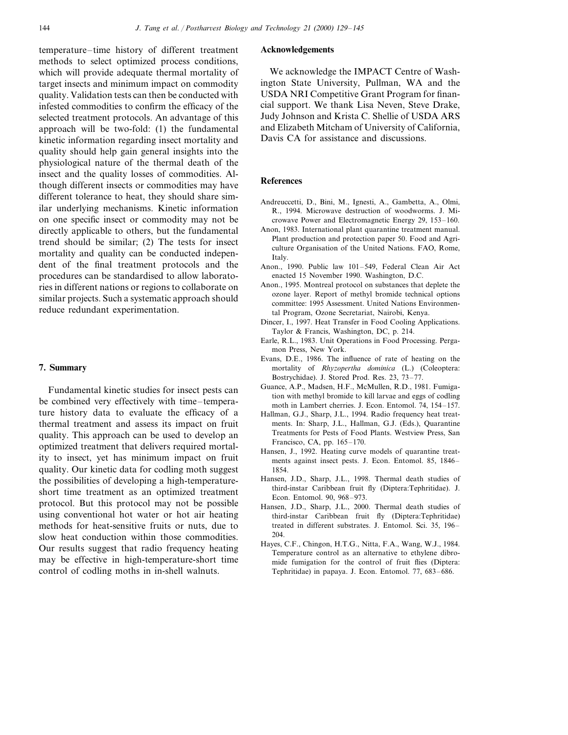temperature–time history of different treatment methods to select optimized process conditions, which will provide adequate thermal mortality of target insects and minimum impact on commodity quality. Validation tests can then be conducted with infested commodities to confirm the efficacy of the selected treatment protocols. An advantage of this approach will be two-fold: (1) the fundamental kinetic information regarding insect mortality and quality should help gain general insights into the physiological nature of the thermal death of the insect and the quality losses of commodities. Although different insects or commodities may have different tolerance to heat, they should share similar underlying mechanisms. Kinetic information on one specific insect or commodity may not be directly applicable to others, but the fundamental trend should be similar; (2) The tests for insect mortality and quality can be conducted independent of the final treatment protocols and the procedures can be standardised to allow laboratories in different nations or regions to collaborate on similar projects. Such a systematic approach should reduce redundant experimentation.

## 7. Summary

Fundamental kinetic studies for insect pests can be combined very effectively with time–temperature history data to evaluate the efficacy of a thermal treatment and assess its impact on fruit quality. This approach can be used to develop an optimized treatment that delivers required mortality to insect, yet has minimum impact on fruit quality. Our kinetic data for codling moth suggest the possibilities of developing a high-temperature-short time treatment as an optimized treatment protocol. But this protocol may not be possible using conventional hot water or hot air heating methods for heat-sensitive fruits or nuts, due to slow heat conduction within those commodities. Our results suggest that radio frequency heating may be effective in high-temperature-short time control of codling moths in in-shell walnuts.

## Acknowledgements

We acknowledge the IMPACT Centre of Washington State University, Pullman, WA and the USDA NRI Competitive Grant Program for financial support. We thank Lisa Neven, Steve Drake, Judy Johnson and Krista C. Shellie of USDA ARS and Elizabeth Mitcham of University of California, Davis CA for assistance and discussions.

## References

Andreuccetti, D., Bini, M., Ignesti, A., Gambetta, A., Olmi, R., 1994. Microwave destruction of woodworms. J. Microwave Power and Electromagnetic Energy 29, 153–160.

Anon, 1983. International plant quarantine treatment manual. Plant production and protection paper 50. Food and Agriculture Organisation of the United Nations. FAO, Rome, Italy.

Anon., 1990. Public law 101–549, Federal Clean Air Act enacted 15 November 1990. Washington, D.C.

Anon., 1995. Montreal protocol on substances that deplete the ozone layer. Report of methyl bromide technical options committee: 1995 Assessment. United Nations Environmental Program, Ozone Secretariat, Nairobi, Kenya.

Dincer, I., 1997. Heat Transfer in Food Cooling Applications. Taylor & Francis, Washington, DC, p. 214.

Earle, R.L., 1983. Unit Operations in Food Processing. Pergamon Press, New York.

Evans, D.E., 1986. The influence of rate of heating on the mortality of *Rhyzopertha dominica* (L.) (Coleoptera: Bostrychidae). J. Stored Prod. Res. 23, 73–77.

Guance, A.P., Madsen, H.F., McMullen, R.D., 1981. Fumigation with methyl bromide to kill larvae and eggs of codling moth in Lambert cherries. J. Econ. Entomol. 74, 154–157.

Hallman, G.J., Sharp, J.L., 1994. Radio frequency heat treatments. In: Sharp, J.L., Hallman, G.J. (Eds.), Quarantine Treatments for Pests of Food Plants. Westview Press, San Francisco, CA, pp. 165–170.

Hansen, J., 1992. Heating curve models of quarantine treatments against insect pests. J. Econ. Entomol. 85, 1846–1854.

Hansen, J.D., Sharp, J.L., 1998. Thermal death studies of third-instar Caribbean fruit fly (Diptera:Tephritidae). J. Econ. Entomol. 90, 968–973.

Hansen, J.D., Sharp, J.L., 2000. Thermal death studies of third-instar Caribbean fruit fly (Diptera:Tephritidae) treated in different substrates. J. Entomol. Sci. 35, 196–204.

Hayes, C.F., Chingon, H.T.G., Nitta, F.A., Wang, W.J., 1984. Temperature control as an alternative to ethylene dibromide fumigation for the control of fruit flies (Diptera: Tephritidae) in papaya. J. Econ. Entomol. 77, 683–686.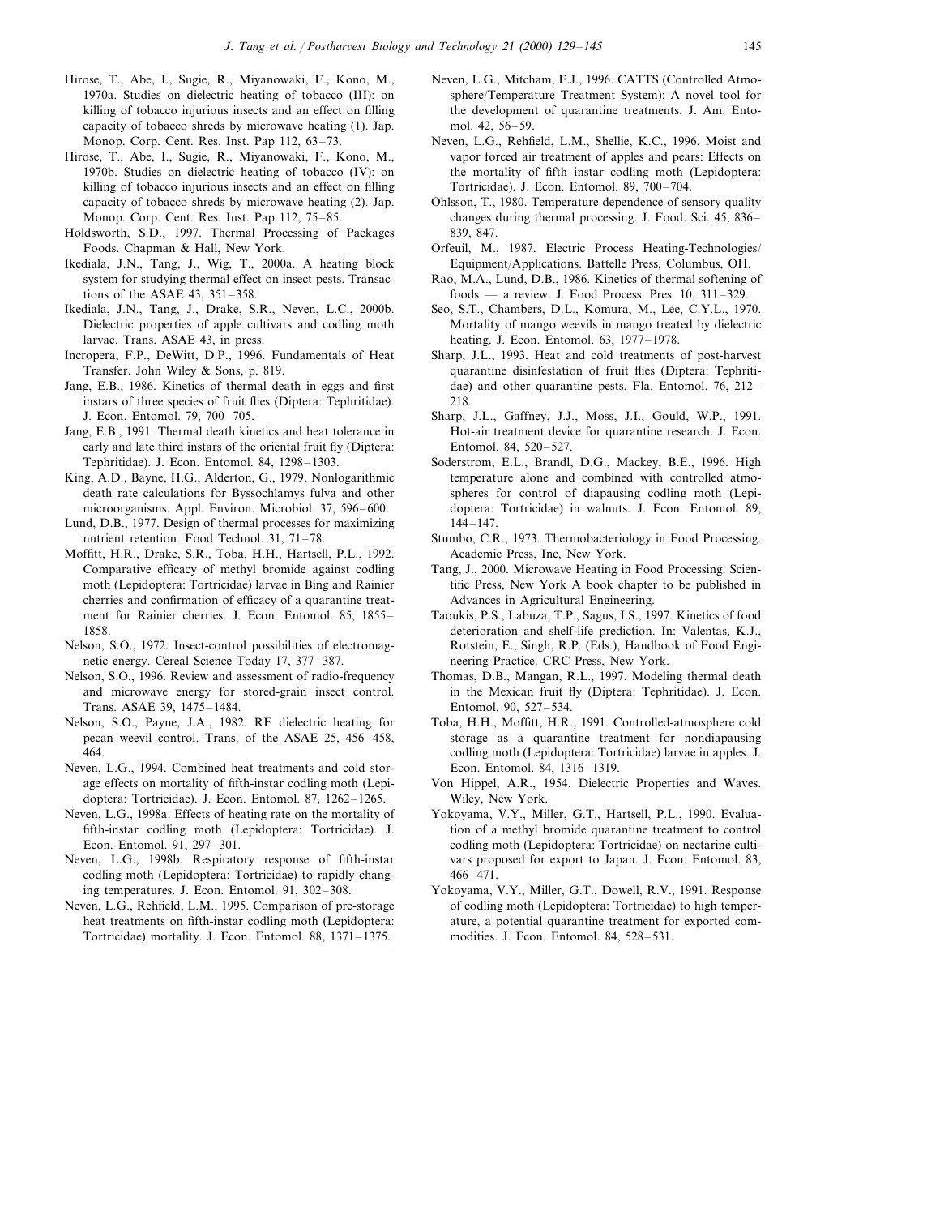Hirose, T., Abe, I., Sugie, R., Miyanowaki, F., Kono, M., 1970a. Studies on dielectric heating of tobacco (III): on killing of tobacco injurious insects and an effect on filling capacity of tobacco shreds by microwave heating (1). Jap. Monop. Corp. Cent. Res. Inst. Pap 112, 63–73.

Hirose, T., Abe, I., Sugie, R., Miyanowaki, F., Kono, M., 1970b. Studies on dielectric heating of tobacco (IV): on killing of tobacco injurious insects and an effect on filling capacity of tobacco shreds by microwave heating (2). Jap. Monop. Corp. Cent. Res. Inst. Pap 112, 75–85.

Holdsworth, S.D., 1997. Thermal Processing of Packages Foods. Chapman & Hall, New York.

Ikediala, J.N., Tang, J., Wig, T., 2000a. A heating block system for studying thermal effect on insect pests. Transactions of the ASAE 43, 351–358.

Ikediala, J.N., Tang, J., Drake, S.R., Neven, L.C., 2000b. Dielectric properties of apple cultivars and codling moth larvae. Trans. ASAE 43, in press.

Incropera, F.P., DeWitt, D.P., 1996. Fundamentals of Heat Transfer. John Wiley & Sons, p. 819.

Jang, E.B., 1986. Kinetics of thermal death in eggs and first instars of three species of fruit flies (Diptera: Tephritidae). J. Econ. Entomol. 79, 700–705.

Jang, E.B., 1991. Thermal death kinetics and heat tolerance in early and late third instars of the oriental fruit fly (Diptera: Tephritidae). J. Econ. Entomol. 84, 1298–1303.

King, A.D., Bayne, H.G., Alderton, G., 1979. Nonlogarithmic death rate calculations for Byssochlamys fulva and other microorganisms. Appl. Environ. Microbiol. 37, 596–600.

Lund, D.B., 1977. Design of thermal processes for maximizing nutrient retention. Food Technol. 31, 71–78.

Moffitt, H.R., Drake, S.R., Toba, H.H., Hartsell, P.L., 1992. Comparative efficacy of methyl bromide against codling moth (Lepidoptera: Tortricidae) larvae in Bing and Rainier cherries and confirmation of efficacy of a quarantine treatment for Rainier cherries. J. Econ. Entomol. 85, 1855–1858.

Nelson, S.O., 1972. Insect-control possibilities of electromagnetic energy. Cereal Science Today 17, 377–387.

Nelson, S.O., 1996. Review and assessment of radio-frequency and microwave energy for stored-grain insect control. Trans. ASAE 39, 1475–1484.

Nelson, S.O., Payne, J.A., 1982. RF dielectric heating for pecan weevil control. Trans. of the ASAE 25, 456–458, 464.

Neven, L.G., 1994. Combined heat treatments and cold storage effects on mortality of fifth-instar codling moth (Lepidoptera: Tortricidae). J. Econ. Entomol. 87, 1262–1265.

Neven, L.G., 1998a. Effects of heating rate on the mortality of fifth-instar codling moth (Lepidoptera: Tortricidae). J. Econ. Entomol. 91, 297–301.

Neven, L.G., 1998b. Respiratory response of fifth-instar codling moth (Lepidoptera: Tortricidae) to rapidly changing temperatures. J. Econ. Entomol. 91, 302–308.

Neven, L.G., Rehfield, L.M., 1995. Comparison of pre-storage heat treatments on fifth-instar codling moth (Lepidoptera: Tortricidae) mortality. J. Econ. Entomol. 88, 1371–1375.

Neven, L.G., Mitcham, E.J., 1996. CATTS (Controlled Atmosphere/Temperature Treatment System): A novel tool for the development of quarantine treatments. J. Am. Entomol. 42, 56–59.

Neven, L.G., Rehfield, L.M., Shellie, K.C., 1996. Moist and vapor forced air treatment of apples and pears: Effects on the mortality of fifth instar codling moth (Lepidoptera: Tortricidae). J. Econ. Entomol. 89, 700–704.

Ohlsson, T., 1980. Temperature dependence of sensory quality changes during thermal processing. J. Food. Sci. 45, 836–839, 847.

Orfeuil, M., 1987. Electric Process Heating-Technologies/Equipment/Applications. Battelle Press, Columbus, OH.

Rao, M.A., Lund, D.B., 1986. Kinetics of thermal softening of foods — a review. J. Food Process. Pres. 10, 311–329.

Seo, S.T., Chambers, D.L., Komura, M., Lee, C.Y.L., 1970. Mortality of mango weevils in mango treated by dielectric heating. J. Econ. Entomol. 63, 1977–1978.

Sharp, J.L., 1993. Heat and cold treatments of post-harvest quarantine disinfestation of fruit flies (Diptera: Tephritidae) and other quarantine pests. Fla. Entomol. 76, 212–218.

Sharp, J.L., Gaffney, J.J., Moss, J.I., Gould, W.P., 1991. Hot-air treatment device for quarantine research. J. Econ. Entomol. 84, 520–527.

Soderstrom, E.L., Brandl, D.G., Mackey, B.E., 1996. High temperature alone and combined with controlled atmospheres for control of diapausing codling moth (Lepidoptera: Tortricidae) in walnuts. J. Econ. Entomol. 89, 144–147.

Stumbo, C.R., 1973. Thermobacteriology in Food Processing. Academic Press, Inc, New York.

Tang, J., 2000. Microwave Heating in Food Processing. Scientific Press, New York A book chapter to be published in Advances in Agricultural Engineering.

Taoukis, P.S., Labuza, T.P., Sagus, I.S., 1997. Kinetics of food deterioration and shelf-life prediction. In: Valentas, K.J., Rotstein, E., Singh, R.P. (Eds.), Handbook of Food Engineering Practice. CRC Press, New York.

Thomas, D.B., Mangan, R.L., 1997. Modeling thermal death in the Mexican fruit fly (Diptera: Tephritidae). J. Econ. Entomol. 90, 527–534.

Toba, H.H., Moffitt, H.R., 1991. Controlled-atmosphere cold storage as a quarantine treatment for nondiapausing codling moth (Lepidoptera: Tortricidae) larvae in apples. J. Econ. Entomol. 84, 1316–1319.

Von Hippel, A.R., 1954. Dielectric Properties and Waves. Wiley, New York.

Yokoyama, V.Y., Miller, G.T., Hartsell, P.L., 1990. Evaluation of a methyl bromide quarantine treatment to control codling moth (Lepidoptera: Tortricidae) on nectarine cultivars proposed for export to Japan. J. Econ. Entomol. 83, 466–471.

Yokoyama, V.Y., Miller, G.T., Dowell, R.V., 1991. Response of codling moth (Lepidoptera: Tortricidae) to high temperature, a potential quarantine treatment for exported commodities. J. Econ. Entomol. 84, 528–531.